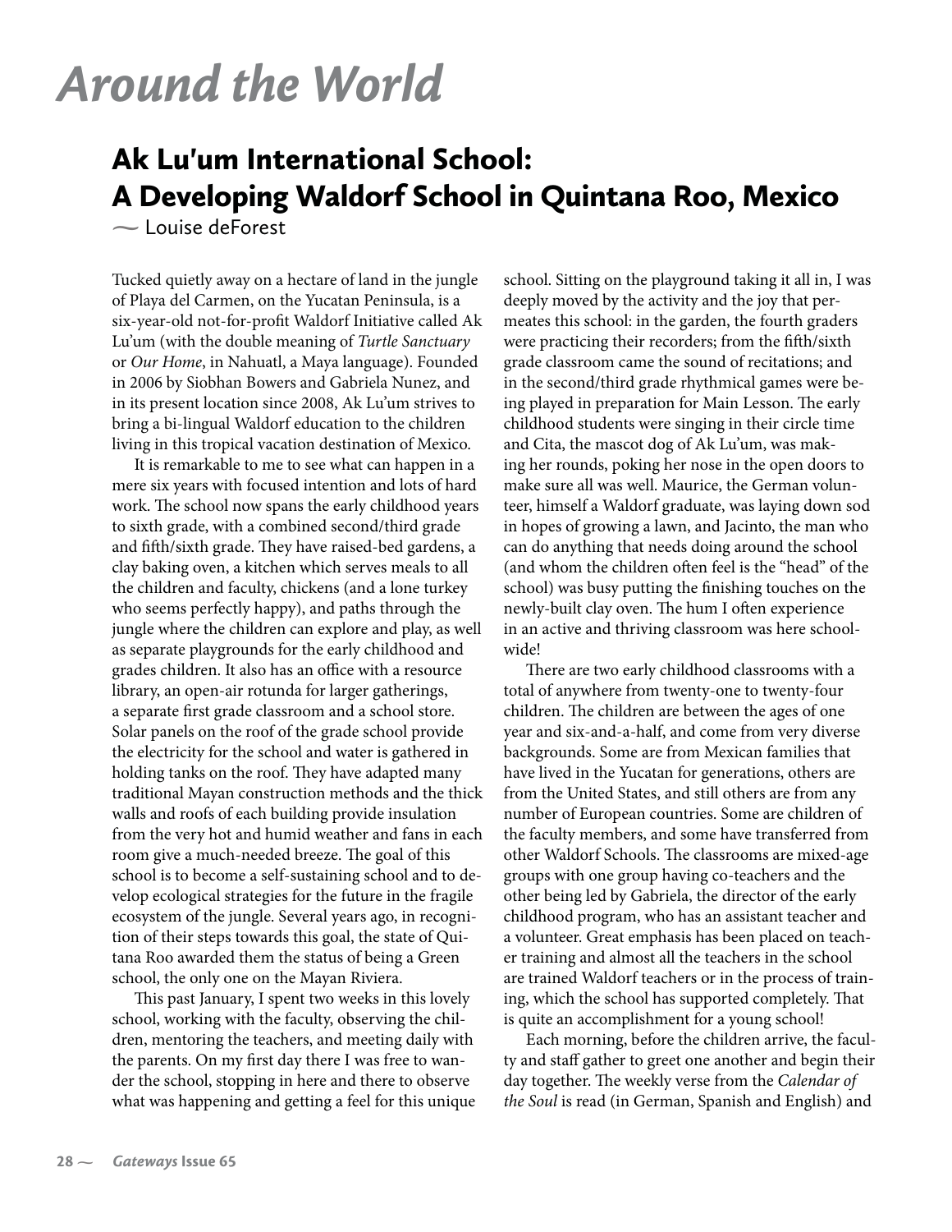# Around the World

## Ak Lu'um International School: A Developing Waldorf School in Quintana Roo, Mexico

— Louise deForest

Tucked quietly away on a hectare of land in the jungle of Playa del Carmen, on the Yucatan Peninsula, is a six-year-old not-for-profit Waldorf Initiative called Ak Lu'um (with the double meaning of *Turtle Sanctuary* or *Our Home*, in Nahuatl, a Maya language). Founded in 2006 by Siobhan Bowers and Gabriela Nunez, and in its present location since 2008, Ak Lu'um strives to bring a bi-lingual Waldorf education to the children living in this tropical vacation destination of Mexico.

It is remarkable to me to see what can happen in a mere six years with focused intention and lots of hard work. The school now spans the early childhood years to sixth grade, with a combined second/third grade and fifth/sixth grade. They have raised-bed gardens, a clay baking oven, a kitchen which serves meals to all the children and faculty, chickens (and a lone turkey who seems perfectly happy), and paths through the jungle where the children can explore and play, as well as separate playgrounds for the early childhood and grades children. It also has an office with a resource library, an open-air rotunda for larger gatherings, a separate first grade classroom and a school store. Solar panels on the roof of the grade school provide the electricity for the school and water is gathered in holding tanks on the roof. They have adapted many traditional Mayan construction methods and the thick walls and roofs of each building provide insulation from the very hot and humid weather and fans in each room give a much-needed breeze. The goal of this school is to become a self-sustaining school and to develop ecological strategies for the future in the fragile ecosystem of the jungle. Several years ago, in recognition of their steps towards this goal, the state of Quintana Roo awarded them the status of being a Green school, the only one on the Mayan Riviera.

This past January, I spent two weeks in this lovely school, working with the faculty, observing the children, mentoring the teachers, and meeting daily with the parents. On my first day there I was free to wander the school, stopping in here and there to observe what was happening and getting a feel for this unique school. Sitting on the playground taking it all in, I was deeply moved by the activity and the joy that permeates this school: in the garden, the fourth graders were practicing their recorders; from the fifth/sixth grade classroom came the sound of recitations; and in the second/third grade rhythmical games were being played in preparation for Main Lesson. The early childhood students were singing in their circle time and Cita, the mascot dog of Ak Lu'um, was making her rounds, poking her nose in the open doors to make sure all was well. Maurice, the German volunteer, himself a Waldorf graduate, was laying down sod in hopes of growing a lawn, and Jacinto, the man who can do anything that needs doing around the school (and whom the children often feel is the "head" of the school) was busy putting the finishing touches on the newly-built clay oven. The hum I often experience in an active and thriving classroom was here school-wide!

There are two early childhood classrooms with a total of anywhere from twenty-one to twenty-four children. The children are between the ages of one year and six-and-a-half, and come from very diverse backgrounds. Some are from Mexican families that have lived in the Yucatan for generations, others are from the United States, and still others are from any number of European countries. Some are children of the faculty members, and some have transferred from other Waldorf Schools. The classrooms are mixed-age groups with one group having co-teachers and the other being led by Gabriela, the director of the early childhood program, who has an assistant teacher and a volunteer. Great emphasis has been placed on teacher training and almost all the teachers in the school are trained Waldorf teachers or in the process of training, which the school has supported completely. That is quite an accomplishment for a young school!

Each morning, before the children arrive, the faculty and staff gather to greet one another and begin their day together. The weekly verse from the *Calendar of the Soul* is read (in German, Spanish and English) and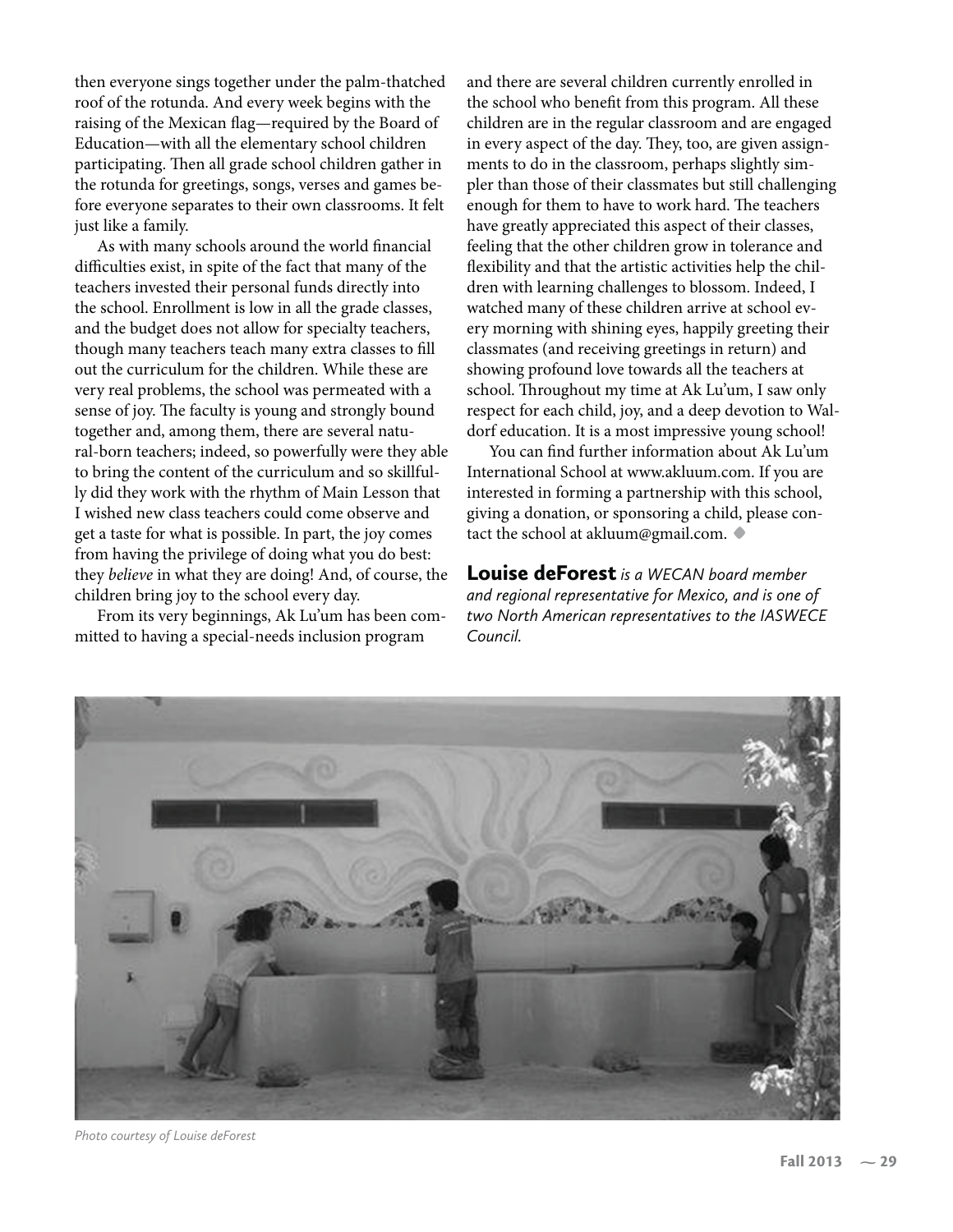then everyone sings together under the palm-thatched roof of the rotunda. And every week begins with the raising of the Mexican flag—required by the Board of Education—with all the elementary school children participating. Then all grade school children gather in the rotunda for greetings, songs, verses and games before everyone separates to their own classrooms. It felt just like a family.

As with many schools around the world financial difficulties exist, in spite of the fact that many of the teachers invested their personal funds directly into the school. Enrollment is low in all the grade classes, and the budget does not allow for specialty teachers, though many teachers teach many extra classes to fill out the curriculum for the children. While these are very real problems, the school was permeated with a sense of joy. The faculty is young and strongly bound together and, among them, there are several natural-born teachers; indeed, so powerfully were they able to bring the content of the curriculum and so skillfully did they work with the rhythm of Main Lesson that I wished new class teachers could come observe and get a taste for what is possible. In part, the joy comes from having the privilege of doing what you do best: they *believe* in what they are doing! And, of course, the children bring joy to the school every day.

From its very beginnings, Ak Lu'um has been committed to having a special-needs inclusion program and there are several children currently enrolled in the school who benefit from this program. All these children are in the regular classroom and are engaged in every aspect of the day. They, too, are given assignments to do in the classroom, perhaps slightly simpler than those of their classmates but still challenging enough for them to have to work hard. The teachers have greatly appreciated this aspect of their classes, feeling that the other children grow in tolerance and flexibility and that the artistic activities help the children with learning challenges to blossom. Indeed, I watched many of these children arrive at school every morning with shining eyes, happily greeting their classmates (and receiving greetings in return) and showing profound love towards all the teachers at school. Throughout my time at Ak Lu'um, I saw only respect for each child, joy, and a deep devotion to Waldorf education. It is a most impressive young school!

You can find further information about Ak Lu'um International School at www.akluum.com. If you are interested in forming a partnership with this school, giving a donation, or sponsoring a child, please contact the school at akluum@gmail.com. ◆

**Louise deForest** *is a WECAN board member and regional representative for Mexico, and is one of two North American representatives to the IASWECE Council.*

*Photo courtesy of Louise deForest*